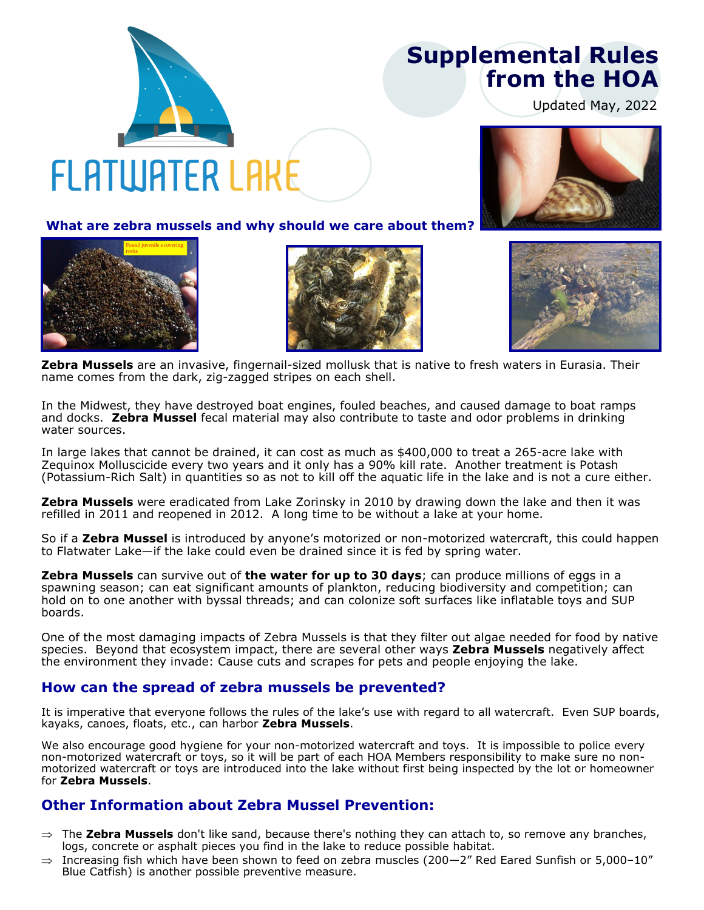FLATWATER LAKE

# Supplemental Rules from the HOA

Updated May, 2022

## What are zebra mussels and why should we care about them?

Found juvenile s covering rocks

**Zebra Mussels** are an invasive, fingernail-sized mollusk that is native to fresh waters in Eurasia. Their name comes from the dark, zig-zagged stripes on each shell.

In the Midwest, they have destroyed boat engines, fouled beaches, and caused damage to boat ramps and docks. **Zebra Mussel** fecal material may also contribute to taste and odor problems in drinking water sources.

In large lakes that cannot be drained, it can cost as much as $400,000 to treat a 265-acre lake with Zequinox Molluscicide every two years and it only has a 90% kill rate. Another treatment is Potash (Potassium-Rich Salt) in quantities so as not to kill off the aquatic life in the lake and is not a cure either.

**Zebra Mussels** were eradicated from Lake Zorinsky in 2010 by drawing down the lake and then it was refilled in 2011 and reopened in 2012. A long time to be without a lake at your home.

So if a **Zebra Mussel** is introduced by anyone's motorized or non-motorized watercraft, this could happen to Flatwater Lake—if the lake could even be drained since it is fed by spring water.

**Zebra Mussels** can survive out of **the water for up to 30 days**; can produce millions of eggs in a spawning season; can eat significant amounts of plankton, reducing biodiversity and competition; can hold on to one another with byssal threads; and can colonize soft surfaces like inflatable toys and SUP boards.

One of the most damaging impacts of Zebra Mussels is that they filter out algae needed for food by native species. Beyond that ecosystem impact, there are several other ways **Zebra Mussels** negatively affect the environment they invade: Cause cuts and scrapes for pets and people enjoying the lake.

## How can the spread of zebra mussels be prevented?

It is imperative that everyone follows the rules of the lake's use with regard to all watercraft. Even SUP boards, kayaks, canoes, floats, etc., can harbor **Zebra Mussels**.

We also encourage good hygiene for your non-motorized watercraft and toys. It is impossible to police every non-motorized watercraft or toys, so it will be part of each HOA Members responsibility to make sure no non-motorized watercraft or toys are introduced into the lake without first being inspected by the lot or homeowner for **Zebra Mussels**.

## Other Information about Zebra Mussel Prevention:

- ⇒ The **Zebra Mussels** don't like sand, because there's nothing they can attach to, so remove any branches, logs, concrete or asphalt pieces you find in the lake to reduce possible habitat.
- ⇒ Increasing fish which have been shown to feed on zebra muscles (200—2" Red Eared Sunfish or 5,000–10" Blue Catfish) is another possible preventive measure.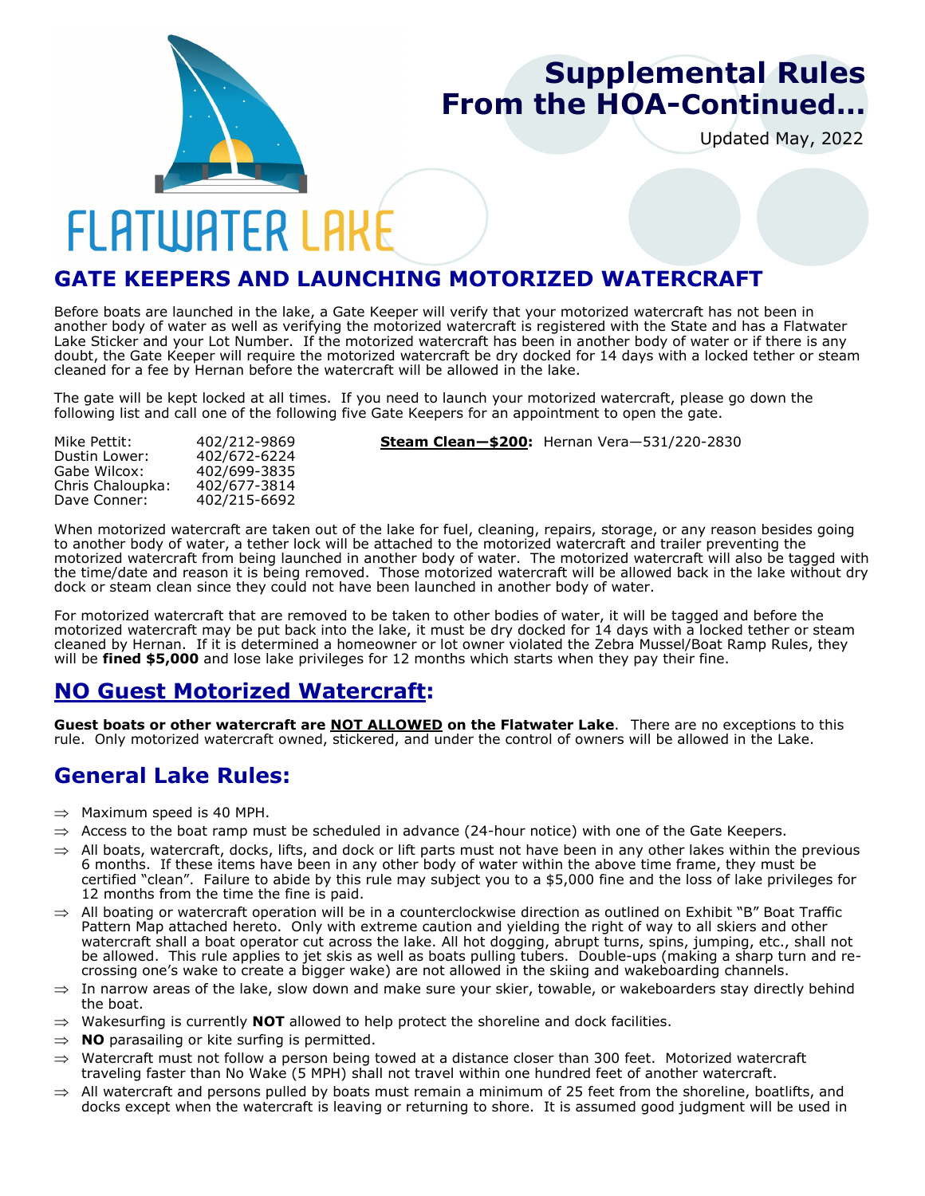# Supplemental Rules From the HOA-Continued…

Updated May, 2022

FLATWATER LAKE

## GATE KEEPERS AND LAUNCHING MOTORIZED WATERCRAFT

Before boats are launched in the lake, a Gate Keeper will verify that your motorized watercraft has not been in another body of water as well as verifying the motorized watercraft is registered with the State and has a Flatwater Lake Sticker and your Lot Number. If the motorized watercraft has been in another body of water or if there is any doubt, the Gate Keeper will require the motorized watercraft be dry docked for 14 days with a locked tether or steam cleaned for a fee by Hernan before the watercraft will be allowed in the lake.

The gate will be kept locked at all times. If you need to launch your motorized watercraft, please go down the following list and call one of the following five Gate Keepers for an appointment to open the gate.

| | |
|---|---|
| Mike Pettit: | 402/212-9869 |
| Dustin Lower: | 402/672-6224 |
| Gabe Wilcox: | 402/699-3835 |
| Chris Chaloupka: | 402/677-3814 |
| Dave Conner: | 402/215-6692 |

**Steam Clean—$200:** Hernan Vera—531/220-2830

When motorized watercraft are taken out of the lake for fuel, cleaning, repairs, storage, or any reason besides going to another body of water, a tether lock will be attached to the motorized watercraft and trailer preventing the motorized watercraft from being launched in another body of water. The motorized watercraft will also be tagged with the time/date and reason it is being removed. Those motorized watercraft will be allowed back in the lake without dry dock or steam clean since they could not have been launched in another body of water.

For motorized watercraft that are removed to be taken to other bodies of water, it will be tagged and before the motorized watercraft may be put back into the lake, it must be dry docked for 14 days with a locked tether or steam cleaned by Hernan. If it is determined a homeowner or lot owner violated the Zebra Mussel/Boat Ramp Rules, they will be **fined $5,000** and lose lake privileges for 12 months which starts when they pay their fine.

## NO Guest Motorized Watercraft:

**Guest boats or other watercraft are NOT ALLOWED on the Flatwater Lake**. There are no exceptions to this rule. Only motorized watercraft owned, stickered, and under the control of owners will be allowed in the Lake.

## General Lake Rules:

- ⇒ Maximum speed is 40 MPH.
- ⇒ Access to the boat ramp must be scheduled in advance (24-hour notice) with one of the Gate Keepers.
- ⇒ All boats, watercraft, docks, lifts, and dock or lift parts must not have been in any other lakes within the previous 6 months. If these items have been in any other body of water within the above time frame, they must be certified "clean". Failure to abide by this rule may subject you to a $5,000 fine and the loss of lake privileges for 12 months from the time the fine is paid.
- ⇒ All boating or watercraft operation will be in a counterclockwise direction as outlined on Exhibit "B" Boat Traffic Pattern Map attached hereto. Only with extreme caution and yielding the right of way to all skiers and other watercraft shall a boat operator cut across the lake. All hot dogging, abrupt turns, spins, jumping, etc., shall not be allowed. This rule applies to jet skis as well as boats pulling tubers. Double-ups (making a sharp turn and re-crossing one's wake to create a bigger wake) are not allowed in the skiing and wakeboarding channels.
- ⇒ In narrow areas of the lake, slow down and make sure your skier, towable, or wakeboarders stay directly behind the boat.
- ⇒ Wakesurfing is currently **NOT** allowed to help protect the shoreline and dock facilities.
- ⇒ **NO** parasailing or kite surfing is permitted.
- ⇒ Watercraft must not follow a person being towed at a distance closer than 300 feet. Motorized watercraft traveling faster than No Wake (5 MPH) shall not travel within one hundred feet of another watercraft.
- ⇒ All watercraft and persons pulled by boats must remain a minimum of 25 feet from the shoreline, boatlifts, and docks except when the watercraft is leaving or returning to shore. It is assumed good judgment will be used in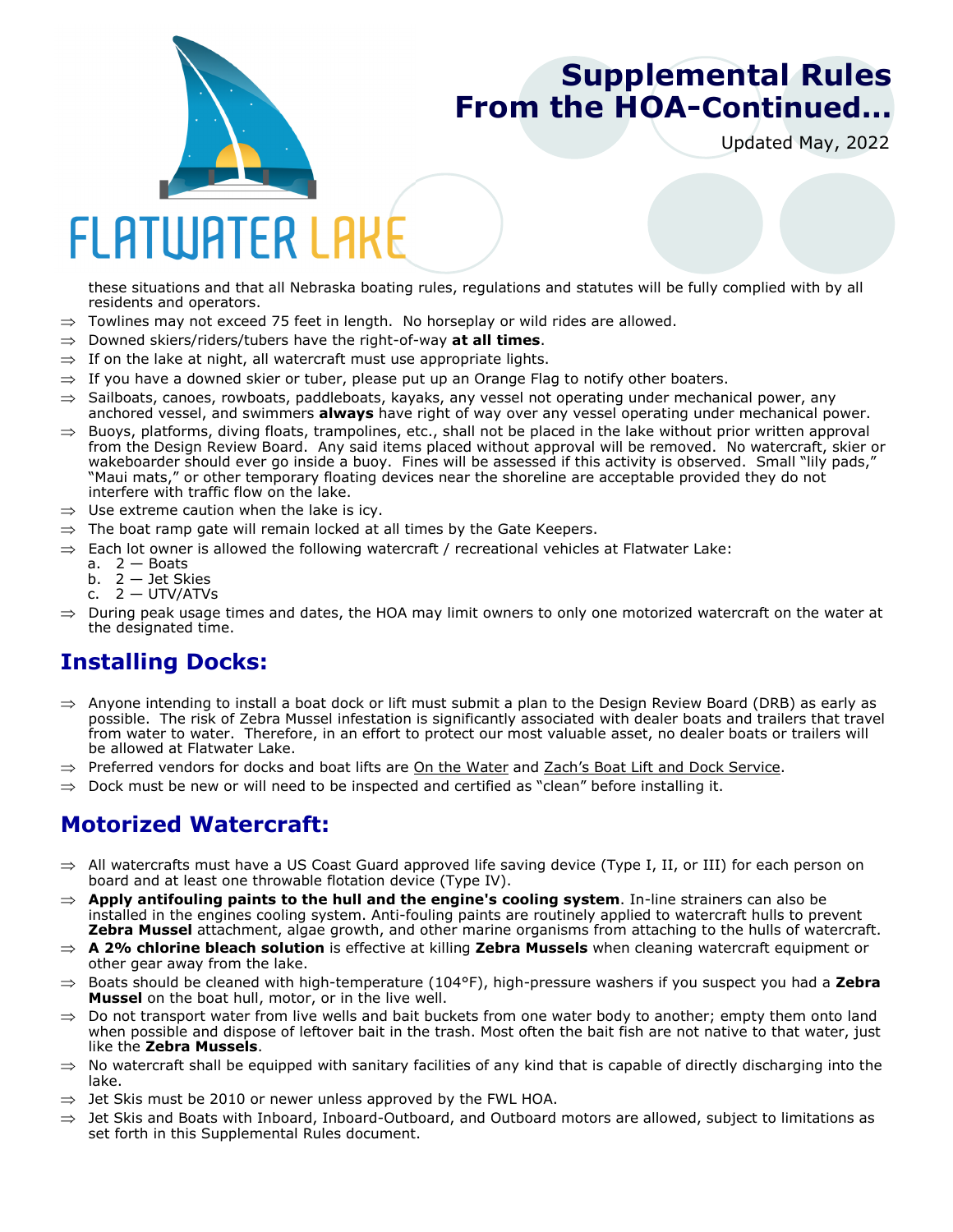# Supplemental Rules From the HOA-Continued...

Updated May, 2022

FLATWATER LAKE

these situations and that all Nebraska boating rules, regulations and statutes will be fully complied with by all residents and operators.

- ⇒ Towlines may not exceed 75 feet in length. No horseplay or wild rides are allowed.
- ⇒ Downed skiers/riders/tubers have the right-of-way **at all times**.
- ⇒ If on the lake at night, all watercraft must use appropriate lights.
- ⇒ If you have a downed skier or tuber, please put up an Orange Flag to notify other boaters.
- ⇒ Sailboats, canoes, rowboats, paddleboats, kayaks, any vessel not operating under mechanical power, any anchored vessel, and swimmers **always** have right of way over any vessel operating under mechanical power.
- ⇒ Buoys, platforms, diving floats, trampolines, etc., shall not be placed in the lake without prior written approval from the Design Review Board. Any said items placed without approval will be removed. No watercraft, skier or wakeboarder should ever go inside a buoy. Fines will be assessed if this activity is observed. Small "lily pads," "Maui mats," or other temporary floating devices near the shoreline are acceptable provided they do not interfere with traffic flow on the lake.
- ⇒ Use extreme caution when the lake is icy.
- ⇒ The boat ramp gate will remain locked at all times by the Gate Keepers.
- ⇒ Each lot owner is allowed the following watercraft / recreational vehicles at Flatwater Lake:
  a. 2 — Boats
  b. 2 — Jet Skies
  c. 2 — UTV/ATVs
- ⇒ During peak usage times and dates, the HOA may limit owners to only one motorized watercraft on the water at the designated time.

## Installing Docks:

- ⇒ Anyone intending to install a boat dock or lift must submit a plan to the Design Review Board (DRB) as early as possible. The risk of Zebra Mussel infestation is significantly associated with dealer boats and trailers that travel from water to water. Therefore, in an effort to protect our most valuable asset, no dealer boats or trailers will be allowed at Flatwater Lake.
- ⇒ Preferred vendors for docks and boat lifts are On the Water and Zach's Boat Lift and Dock Service.
- ⇒ Dock must be new or will need to be inspected and certified as "clean" before installing it.

## Motorized Watercraft:

- ⇒ All watercrafts must have a US Coast Guard approved life saving device (Type I, II, or III) for each person on board and at least one throwable flotation device (Type IV).
- ⇒ **Apply antifouling paints to the hull and the engine's cooling system**. In-line strainers can also be installed in the engines cooling system. Anti-fouling paints are routinely applied to watercraft hulls to prevent **Zebra Mussel** attachment, algae growth, and other marine organisms from attaching to the hulls of watercraft.
- ⇒ **A 2% chlorine bleach solution** is effective at killing **Zebra Mussels** when cleaning watercraft equipment or other gear away from the lake.
- ⇒ Boats should be cleaned with high-temperature (104°F), high-pressure washers if you suspect you had a **Zebra Mussel** on the boat hull, motor, or in the live well.
- ⇒ Do not transport water from live wells and bait buckets from one water body to another; empty them onto land when possible and dispose of leftover bait in the trash. Most often the bait fish are not native to that water, just like the **Zebra Mussels**.
- ⇒ No watercraft shall be equipped with sanitary facilities of any kind that is capable of directly discharging into the lake.
- ⇒ Jet Skis must be 2010 or newer unless approved by the FWL HOA.
- ⇒ Jet Skis and Boats with Inboard, Inboard-Outboard, and Outboard motors are allowed, subject to limitations as set forth in this Supplemental Rules document.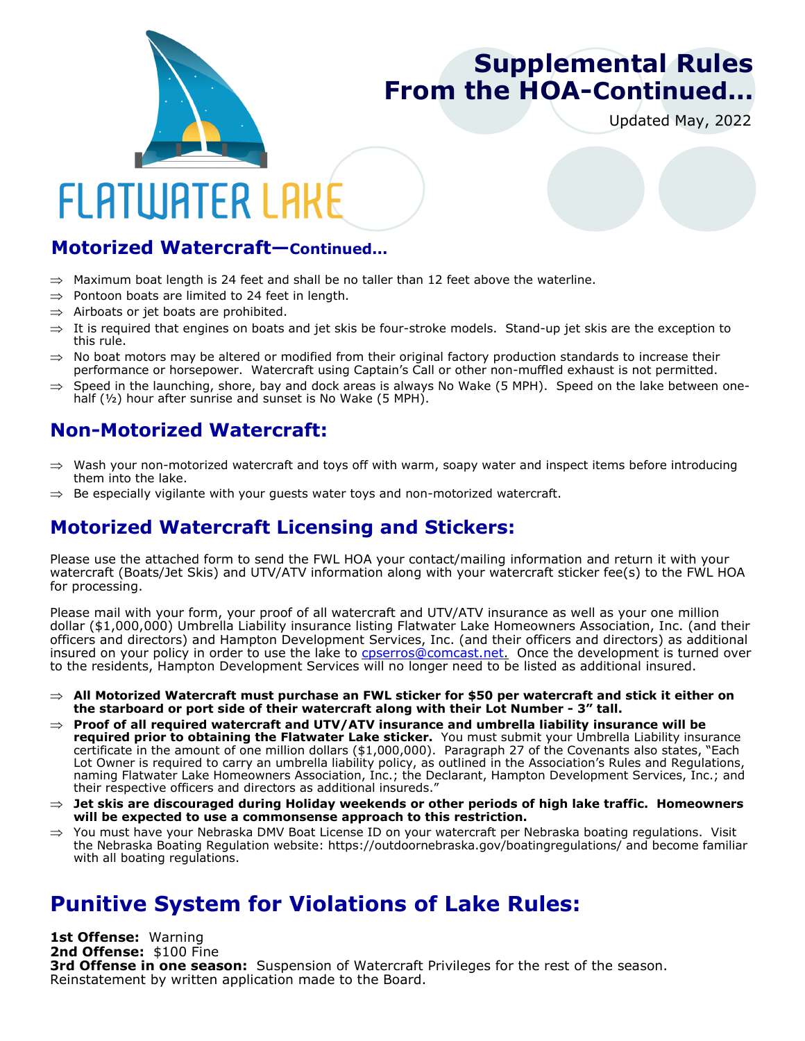# Supplemental Rules From the HOA-Continued…

Updated May, 2022

FLATWATER LAKE

## Motorized Watercraft—Continued…

- ⇒ Maximum boat length is 24 feet and shall be no taller than 12 feet above the waterline.
- ⇒ Pontoon boats are limited to 24 feet in length.
- ⇒ Airboats or jet boats are prohibited.
- ⇒ It is required that engines on boats and jet skis be four-stroke models. Stand-up jet skis are the exception to this rule.
- ⇒ No boat motors may be altered or modified from their original factory production standards to increase their performance or horsepower. Watercraft using Captain's Call or other non-muffled exhaust is not permitted.
- ⇒ Speed in the launching, shore, bay and dock areas is always No Wake (5 MPH). Speed on the lake between one-half (½) hour after sunrise and sunset is No Wake (5 MPH).

## Non-Motorized Watercraft:

- ⇒ Wash your non-motorized watercraft and toys off with warm, soapy water and inspect items before introducing them into the lake.
- ⇒ Be especially vigilante with your guests water toys and non-motorized watercraft.

## Motorized Watercraft Licensing and Stickers:

Please use the attached form to send the FWL HOA your contact/mailing information and return it with your watercraft (Boats/Jet Skis) and UTV/ATV information along with your watercraft sticker fee(s) to the FWL HOA for processing.

Please mail with your form, your proof of all watercraft and UTV/ATV insurance as well as your one million dollar ($1,000,000) Umbrella Liability insurance listing Flatwater Lake Homeowners Association, Inc. (and their officers and directors) and Hampton Development Services, Inc. (and their officers and directors) as additional insured on your policy in order to use the lake to cpserros@comcast.net. Once the development is turned over to the residents, Hampton Development Services will no longer need to be listed as additional insured.

- ⇒ **All Motorized Watercraft must purchase an FWL sticker for $50 per watercraft and stick it either on the starboard or port side of their watercraft along with their Lot Number - 3" tall.**
- ⇒ **Proof of all required watercraft and UTV/ATV insurance and umbrella liability insurance will be required prior to obtaining the Flatwater Lake sticker.** You must submit your Umbrella Liability insurance certificate in the amount of one million dollars ($1,000,000). Paragraph 27 of the Covenants also states, "Each Lot Owner is required to carry an umbrella liability policy, as outlined in the Association's Rules and Regulations, naming Flatwater Lake Homeowners Association, Inc.; the Declarant, Hampton Development Services, Inc.; and their respective officers and directors as additional insureds."
- ⇒ **Jet skis are discouraged during Holiday weekends or other periods of high lake traffic. Homeowners will be expected to use a commonsense approach to this restriction.**
- ⇒ You must have your Nebraska DMV Boat License ID on your watercraft per Nebraska boating regulations. Visit the Nebraska Boating Regulation website: https://outdoornebraska.gov/boatingregulations/ and become familiar with all boating regulations.

# Punitive System for Violations of Lake Rules:

**1st Offense:** Warning
**2nd Offense:** $100 Fine
**3rd Offense in one season:** Suspension of Watercraft Privileges for the rest of the season. Reinstatement by written application made to the Board.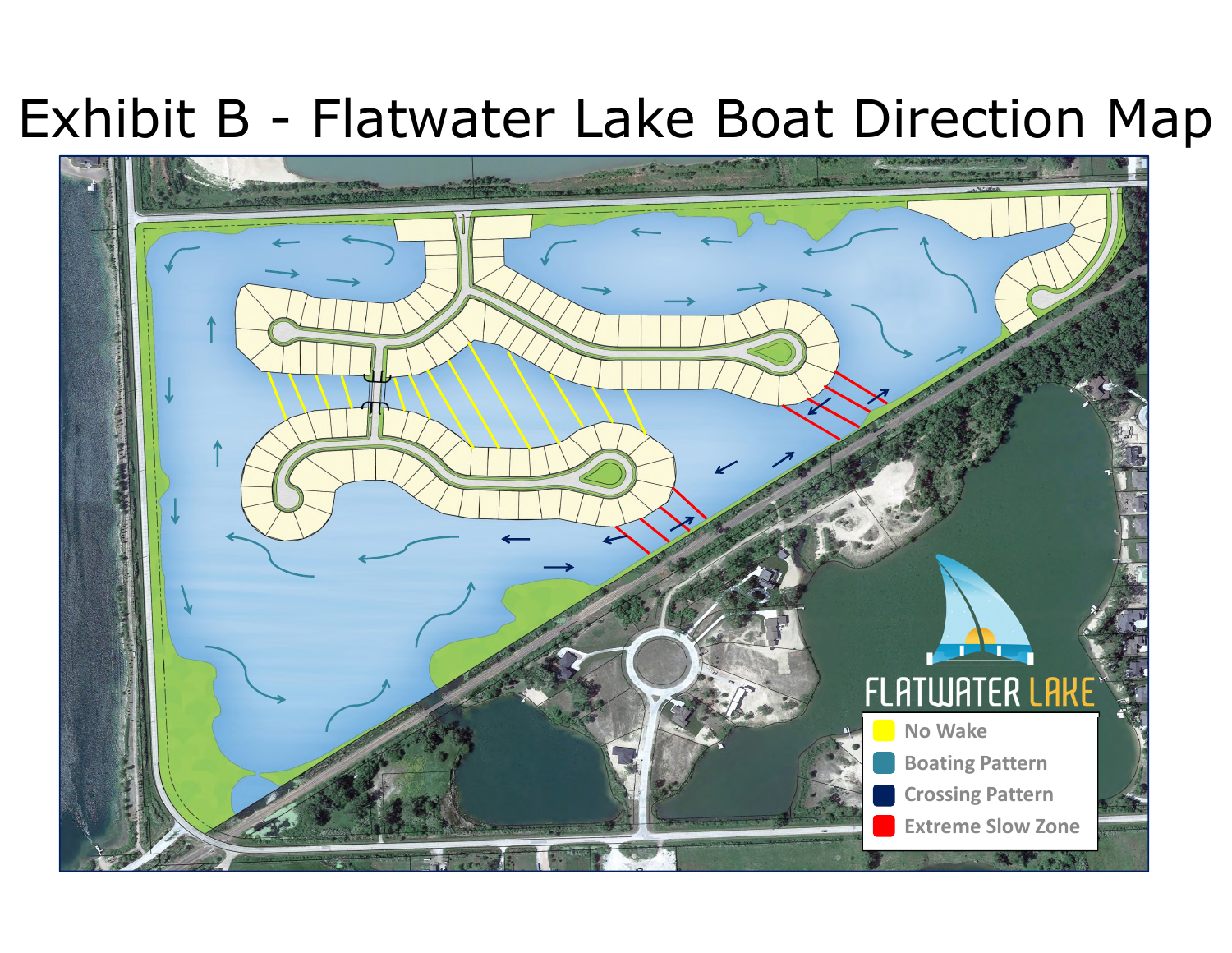# Exhibit B - Flatwater Lake Boat Direction Map

FLATWATER LAKE

- No Wake
- Boating Pattern
- Crossing Pattern
- Extreme Slow Zone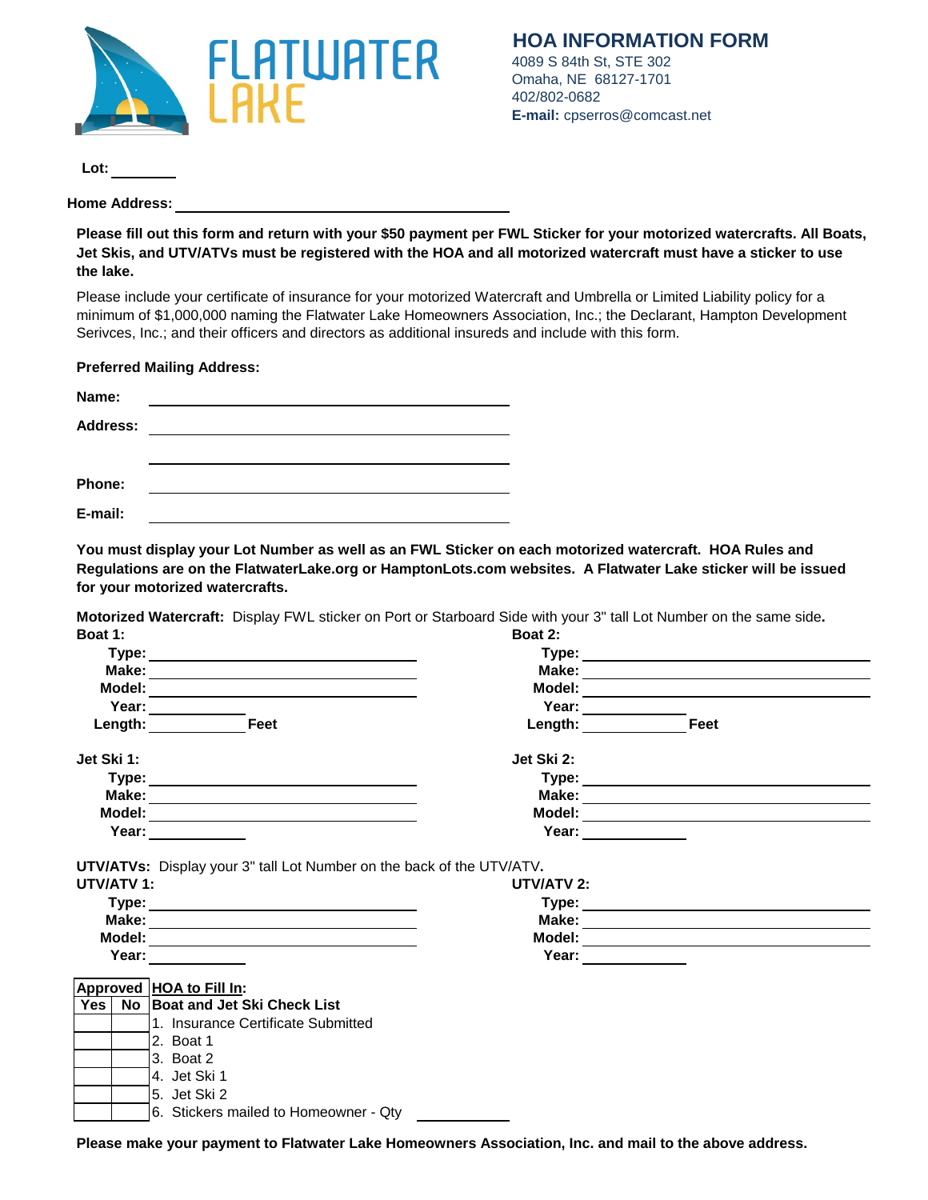FLATWATER LAKE

# HOA INFORMATION FORM

4089 S 84th St, STE 302
Omaha, NE 68127-1701
402/802-0682
**E-mail:** cpserros@comcast.net

**Lot:** ________

**Home Address:** ____________________________________________

**Please fill out this form and return with your $50 payment per FWL Sticker for your motorized watercrafts. All Boats, Jet Skis, and UTV/ATVs must be registered with the HOA and all motorized watercraft must have a sticker to use the lake.**

Please include your certificate of insurance for your motorized Watercraft and Umbrella or Limited Liability policy for a minimum of $1,000,000 naming the Flatwater Lake Homeowners Association, Inc.; the Declarant, Hampton Development Serivces, Inc.; and their officers and directors as additional insureds and include with this form.

**Preferred Mailing Address:**

**Name:** ____________________________________________

**Address:** ____________________________________________

____________________________________________

**Phone:** ____________________________________________

**E-mail:** ____________________________________________

**You must display your Lot Number as well as an FWL Sticker on each motorized watercraft. HOA Rules and Regulations are on the FlatwaterLake.org or HamptonLots.com websites. A Flatwater Lake sticker will be issued for your motorized watercrafts.**

**Motorized Watercraft:** Display FWL sticker on Port or Starboard Side with your 3" tall Lot Number on the same side**.**

**Boat 1:**

**Type:** ________________________
**Make:** ________________________
**Model:** ________________________
**Year:** ________
**Length:** ________ **Feet**

**Boat 2:**

**Type:** ________________________
**Make:** ________________________
**Model:** ________________________
**Year:** ________
**Length:** ________ **Feet**

**Jet Ski 1:**

**Type:** ________________________
**Make:** ________________________
**Model:** ________________________
**Year:** ________

**Jet Ski 2:**

**Type:** ________________________
**Make:** ________________________
**Model:** ________________________
**Year:** ________

**UTV/ATVs:** Display your 3" tall Lot Number on the back of the UTV/ATV**.**

**UTV/ATV 1:**

**Type:** ________________________
**Make:** ________________________
**Model:** ________________________
**Year:** ________

**UTV/ATV 2:**

**Type:** ________________________
**Make:** ________________________
**Model:** ________________________
**Year:** ________

| **Approved** | | **HOA to Fill In:** |
|---|---|---|
| **Yes** | **No** | **Boat and Jet Ski Check List** |
| | | 1. Insurance Certificate Submitted |
| | | 2. Boat 1 |
| | | 3. Boat 2 |
| | | 4. Jet Ski 1 |
| | | 5. Jet Ski 2 |
| | | 6. Stickers mailed to Homeowner - Qty ________ |

**Please make your payment to Flatwater Lake Homeowners Association, Inc. and mail to the above address.**